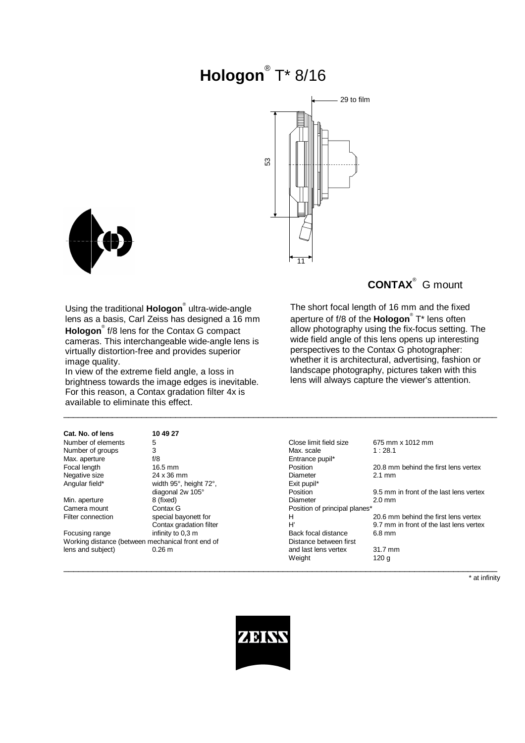# Hologon® T* 8/16

**CONTAX®** G mount

Using the traditional **Hologon®** ultra-wide-angle lens as a basis, Carl Zeiss has designed a 16 mm **Hologon®** f/8 lens for the Contax G compact cameras. This interchangeable wide-angle lens is virtually distortion-free and provides superior image quality.
In view of the extreme field angle, a loss in brightness towards the image edges is inevitable. For this reason, a Contax gradation filter 4x is available to eliminate this effect.

The short focal length of 16 mm and the fixed aperture of f/8 of the **Hologon®** T* lens often allow photography using the fix-focus setting. The wide field angle of this lens opens up interesting perspectives to the Contax G photographer: whether it is architectural, advertising, fashion or landscape photography, pictures taken with this lens will always capture the viewer's attention.

| **Cat. No. of lens** | **10 49 27** |
|---|---|
| Number of elements | 5 |
| Number of groups | 3 |
| Max. aperture | f/8 |
| Focal length | 16.5 mm |
| Negative size | 24 x 36 mm |
| Angular field* | width 95°, height 72°, diagonal 2w 105° |
| Min. aperture | 8 (fixed) |
| Camera mount | Contax G |
| Filter connection | special bayonett for Contax gradation filter |
| Focusing range | infinity to 0,3 m |
| Working distance (between mechanical front end of lens and subject) | 0.26 m |

| | |
|---|---|
| Close limit field size | 675 mm x 1012 mm |
| Max. scale | 1 : 28.1 |
| Entrance pupil* | |
| Position | 20.8 mm behind the first lens vertex |
| Diameter | 2.1 mm |
| Exit pupil* | |
| Position | 9.5 mm in front of the last lens vertex |
| Diameter | 2.0 mm |
| Position of principal planes* | |
| H | 20.6 mm behind the first lens vertex |
| H' | 9.7 mm in front of the last lens vertex |
| Back focal distance | 6.8 mm |
| Distance between first and last lens vertex | 31.7 mm |
| Weight | 120 g |

\* at infinity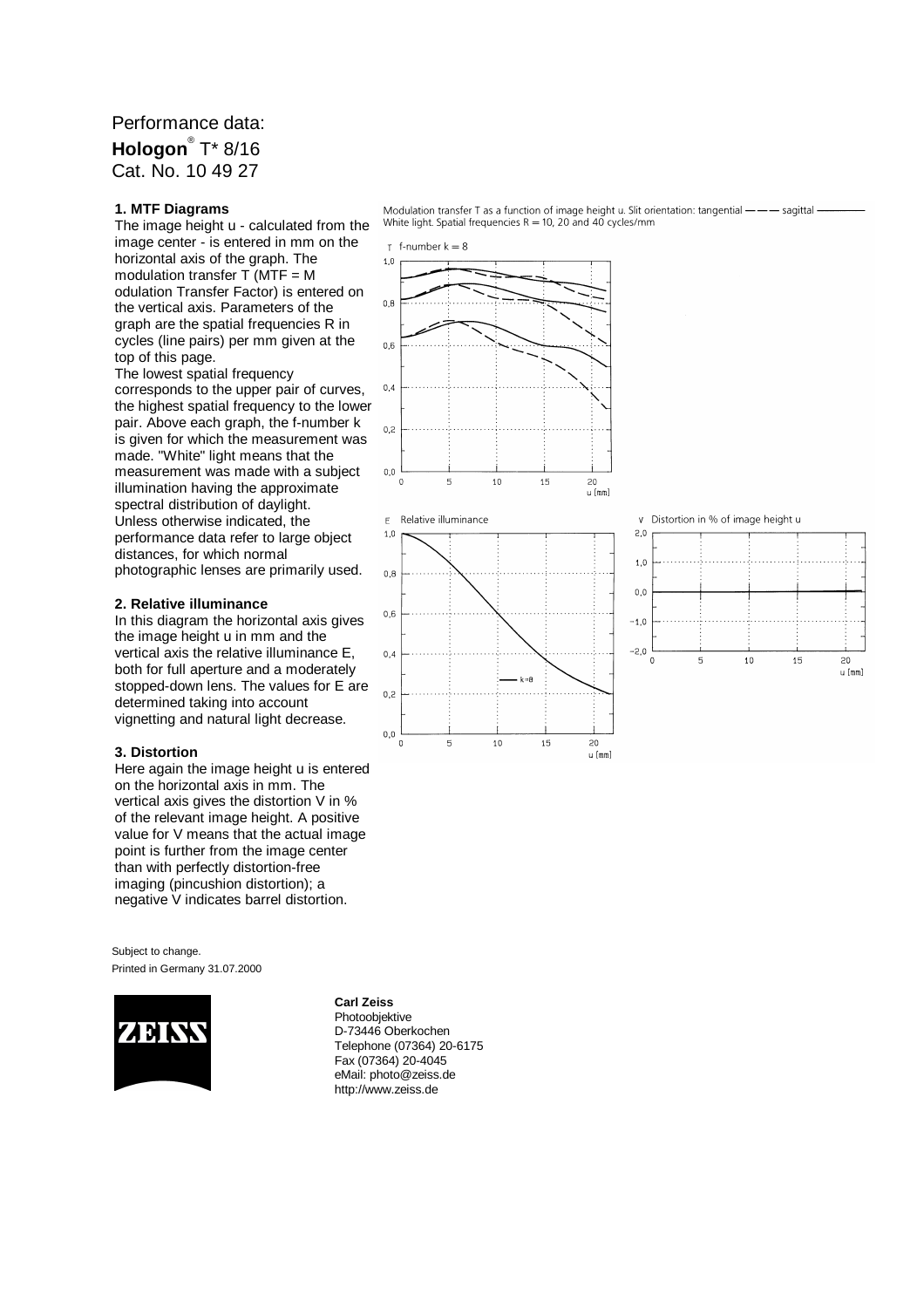Performance data:

**Hologon**® T* 8/16

Cat. No. 10 49 27

### 1. MTF Diagrams

The image height u - calculated from the image center - is entered in mm on the horizontal axis of the graph. The modulation transfer T (MTF = M odulation Transfer Factor) is entered on the vertical axis. Parameters of the graph are the spatial frequencies R in cycles (line pairs) per mm given at the top of this page.

The lowest spatial frequency corresponds to the upper pair of curves, the highest spatial frequency to the lower pair. Above each graph, the f-number k is given for which the measurement was made. "White" light means that the measurement was made with a subject illumination having the approximate spectral distribution of daylight.

Unless otherwise indicated, the performance data refer to large object distances, for which normal photographic lenses are primarily used.

### 2. Relative illuminance

In this diagram the horizontal axis gives the image height u in mm and the vertical axis the relative illuminance E, both for full aperture and a moderately stopped-down lens. The values for E are determined taking into account vignetting and natural light decrease.

### 3. Distortion

Here again the image height u is entered on the horizontal axis in mm. The vertical axis gives the distortion V in % of the relevant image height. A positive value for V means that the actual image point is further from the image center than with perfectly distortion-free imaging (pincushion distortion); a negative V indicates barrel distortion.

Modulation transfer T as a function of image height u. Slit orientation: tangential — — — sagittal ———
White light. Spatial frequencies R = 10, 20 and 40 cycles/mm

T f-number k = 8

1,0
0,8
0,6
0,4
0,2
0,0
0 5 10 15 20
u [mm]

E Relative illuminance

1,0
0,8
0,6
0,4
0,2
0,0
0 5 10 15 20
u [mm]

k=8

V Distortion in % of image height u

2,0
1,0
0,0
-1,0
-2,0
0 5 10 15 20
u [mm]

Subject to change.
Printed in Germany 31.07.2000

ZEISS

**Carl Zeiss**
Photoobjektive
D-73446 Oberkochen
Telephone (07364) 20-6175
Fax (07364) 20-4045
eMail: photo@zeiss.de
http://www.zeiss.de